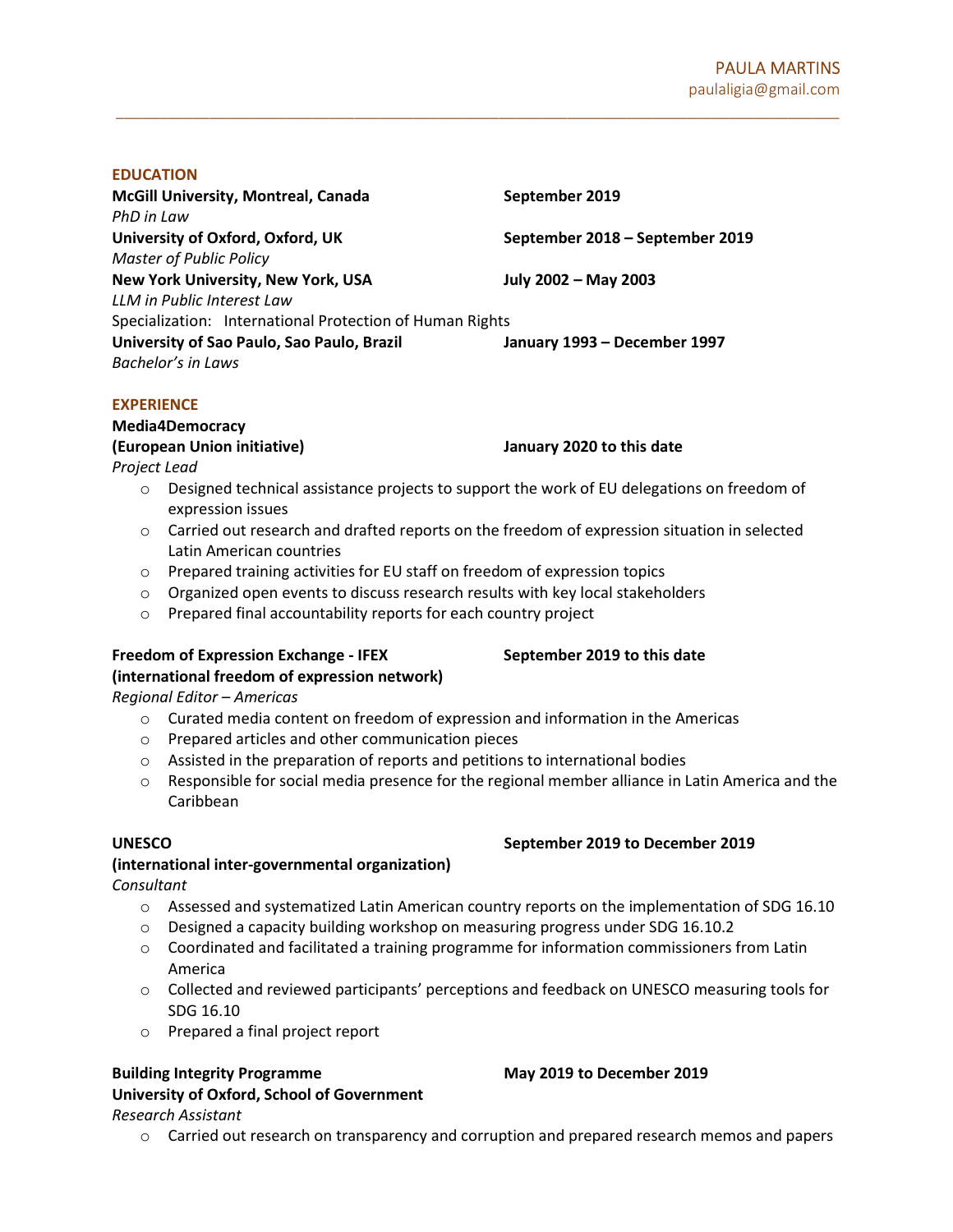# PAULA MARTINS

paulaligia@gmail.com

---

## EDUCATION

**McGill University, Montreal, Canada** — **September 2019**
*PhD in Law*

**University of Oxford, Oxford, UK** — **September 2018 – September 2019**
*Master of Public Policy*

**New York University, New York, USA** — **July 2002 – May 2003**
*LLM in Public Interest Law*
Specialization: International Protection of Human Rights

**University of Sao Paulo, Sao Paulo, Brazil** — **January 1993 – December 1997**
*Bachelor's in Laws*

## EXPERIENCE

**Media4Democracy**
**(European Union initiative)** — **January 2020 to this date**
*Project Lead*

- Designed technical assistance projects to support the work of EU delegations on freedom of expression issues
- Carried out research and drafted reports on the freedom of expression situation in selected Latin American countries
- Prepared training activities for EU staff on freedom of expression topics
- Organized open events to discuss research results with key local stakeholders
- Prepared final accountability reports for each country project

**Freedom of Expression Exchange - IFEX** — **September 2019 to this date**
**(international freedom of expression network)**
*Regional Editor – Americas*

- Curated media content on freedom of expression and information in the Americas
- Prepared articles and other communication pieces
- Assisted in the preparation of reports and petitions to international bodies
- Responsible for social media presence for the regional member alliance in Latin America and the Caribbean

**UNESCO** — **September 2019 to December 2019**
**(international inter-governmental organization)**
*Consultant*

- Assessed and systematized Latin American country reports on the implementation of SDG 16.10
- Designed a capacity building workshop on measuring progress under SDG 16.10.2
- Coordinated and facilitated a training programme for information commissioners from Latin America
- Collected and reviewed participants' perceptions and feedback on UNESCO measuring tools for SDG 16.10
- Prepared a final project report

**Building Integrity Programme** — **May 2019 to December 2019**
**University of Oxford, School of Government**
*Research Assistant*

- Carried out research on transparency and corruption and prepared research memos and papers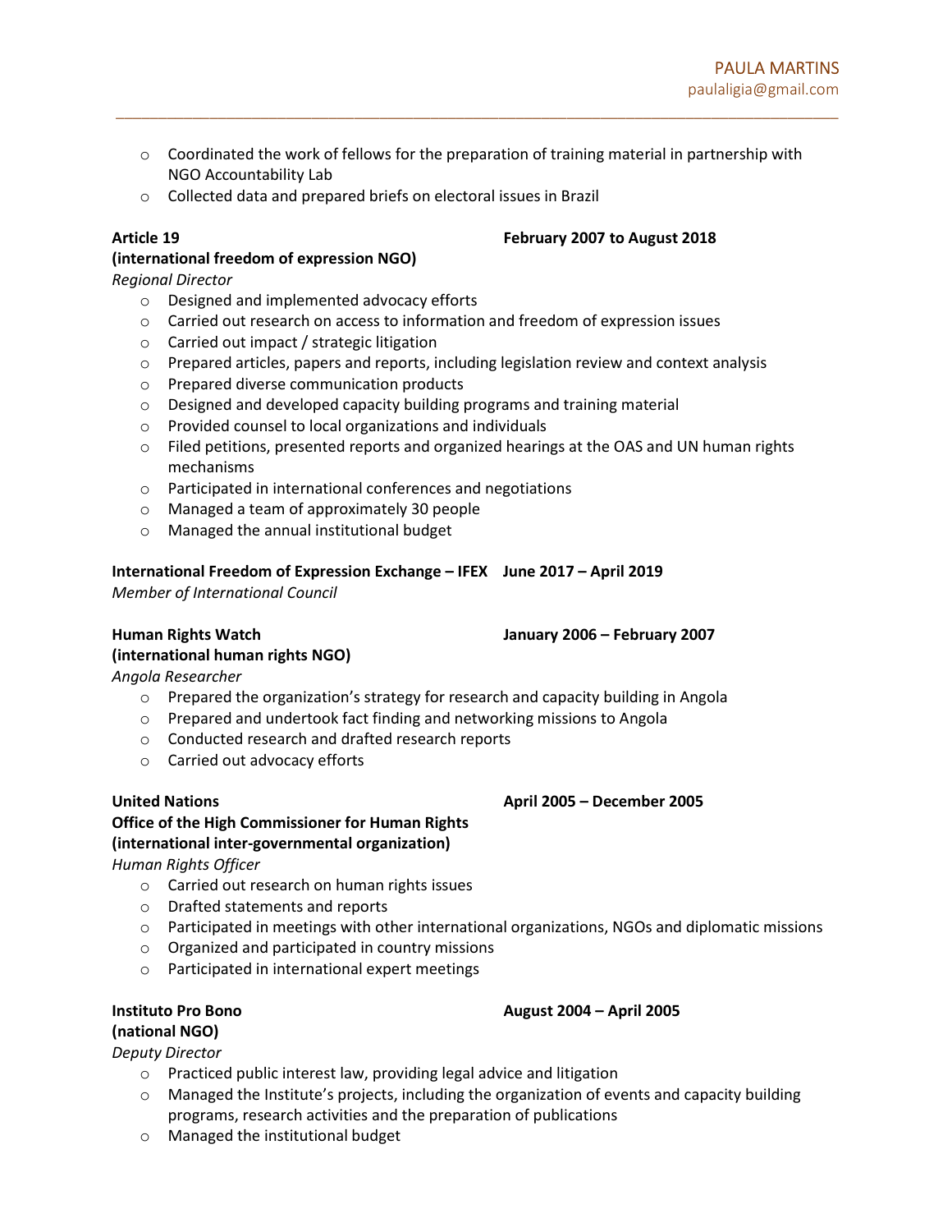- Coordinated the work of fellows for the preparation of training material in partnership with NGO Accountability Lab
- Collected data and prepared briefs on electoral issues in Brazil

**Article 19** **February 2007 to August 2018**
**(international freedom of expression NGO)**
*Regional Director*

- Designed and implemented advocacy efforts
- Carried out research on access to information and freedom of expression issues
- Carried out impact / strategic litigation
- Prepared articles, papers and reports, including legislation review and context analysis
- Prepared diverse communication products
- Designed and developed capacity building programs and training material
- Provided counsel to local organizations and individuals
- Filed petitions, presented reports and organized hearings at the OAS and UN human rights mechanisms
- Participated in international conferences and negotiations
- Managed a team of approximately 30 people
- Managed the annual institutional budget

**International Freedom of Expression Exchange – IFEX** **June 2017 – April 2019**
*Member of International Council*

**Human Rights Watch** **January 2006 – February 2007**
**(international human rights NGO)**
*Angola Researcher*

- Prepared the organization's strategy for research and capacity building in Angola
- Prepared and undertook fact finding and networking missions to Angola
- Conducted research and drafted research reports
- Carried out advocacy efforts

**United Nations** **April 2005 – December 2005**
**Office of the High Commissioner for Human Rights**
**(international inter-governmental organization)**
*Human Rights Officer*

- Carried out research on human rights issues
- Drafted statements and reports
- Participated in meetings with other international organizations, NGOs and diplomatic missions
- Organized and participated in country missions
- Participated in international expert meetings

**Instituto Pro Bono** **August 2004 – April 2005**
**(national NGO)**
*Deputy Director*

- Practiced public interest law, providing legal advice and litigation
- Managed the Institute's projects, including the organization of events and capacity building programs, research activities and the preparation of publications
- Managed the institutional budget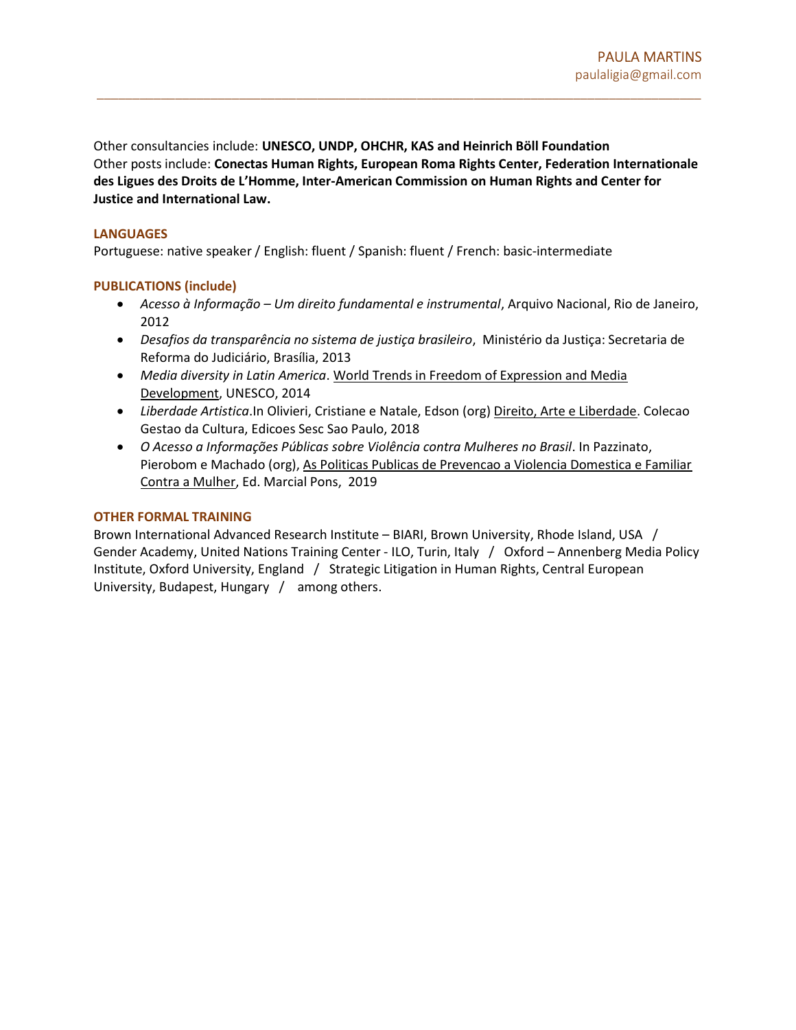Other consultancies include: **UNESCO, UNDP, OHCHR, KAS and Heinrich Böll Foundation**
Other posts include: **Conectas Human Rights, European Roma Rights Center, Federation Internationale des Ligues des Droits de L'Homme, Inter-American Commission on Human Rights and Center for Justice and International Law.**

## LANGUAGES

Portuguese: native speaker / English: fluent / Spanish: fluent / French: basic-intermediate

## PUBLICATIONS (include)

- *Acesso à Informação – Um direito fundamental e instrumental*, Arquivo Nacional, Rio de Janeiro, 2012
- *Desafios da transparência no sistema de justiça brasileiro*, Ministério da Justiça: Secretaria de Reforma do Judiciário, Brasília, 2013
- *Media diversity in Latin America*. World Trends in Freedom of Expression and Media Development, UNESCO, 2014
- *Liberdade Artistica*.In Olivieri, Cristiane e Natale, Edson (org) Direito, Arte e Liberdade. Colecao Gestao da Cultura, Edicoes Sesc Sao Paulo, 2018
- *O Acesso a Informações Públicas sobre Violência contra Mulheres no Brasil*. In Pazzinato, Pierobom e Machado (org), As Politicas Publicas de Prevencao a Violencia Domestica e Familiar Contra a Mulher, Ed. Marcial Pons, 2019

## OTHER FORMAL TRAINING

Brown International Advanced Research Institute – BIARI, Brown University, Rhode Island, USA / Gender Academy, United Nations Training Center - ILO, Turin, Italy / Oxford – Annenberg Media Policy Institute, Oxford University, England / Strategic Litigation in Human Rights, Central European University, Budapest, Hungary / among others.